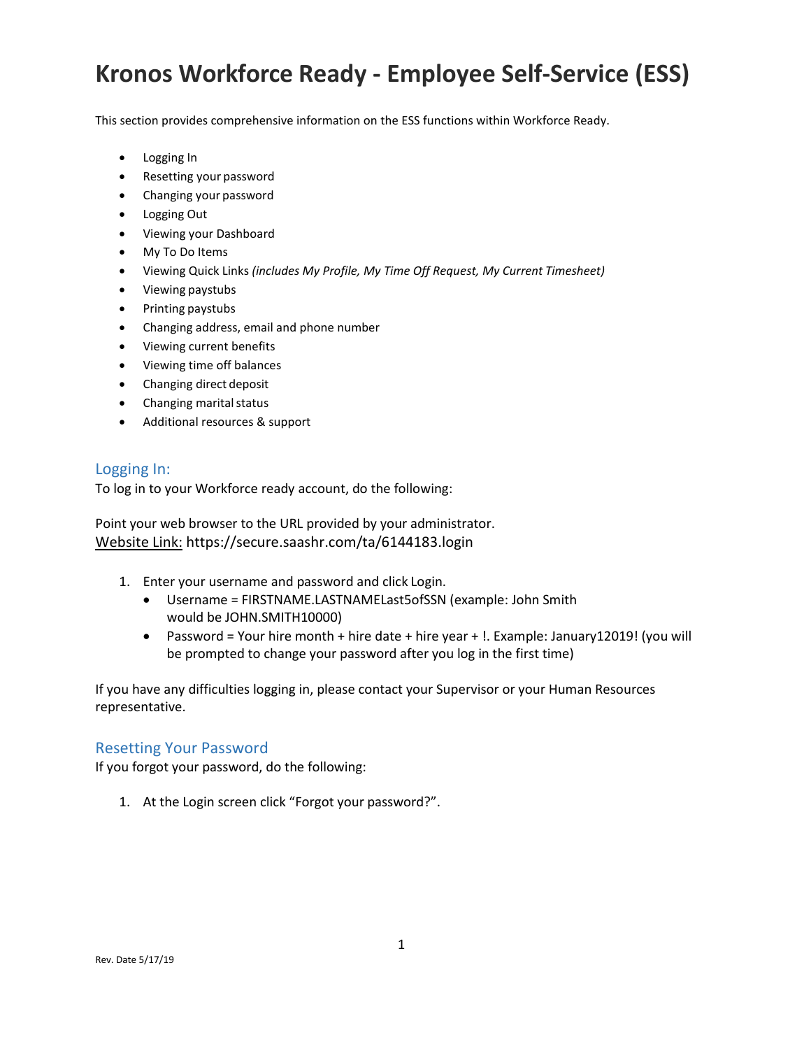# Kronos Workforce Ready - Employee Self-Service (ESS)

This section provides comprehensive information on the ESS functions within Workforce Ready.

- Logging In
- Resetting your password
- Changing your password
- Logging Out
- Viewing your Dashboard
- My To Do Items
- Viewing Quick Links *(includes My Profile, My Time Off Request, My Current Timesheet)*
- Viewing paystubs
- Printing paystubs
- Changing address, email and phone number
- Viewing current benefits
- Viewing time off balances
- Changing direct deposit
- Changing marital status
- Additional resources & support

## Logging In:

To log in to your Workforce ready account, do the following:

Point your web browser to the URL provided by your administrator.
Website Link: https://secure.saashr.com/ta/6144183.login

1. Enter your username and password and click Login.
   - Username = FIRSTNAME.LASTNAMELast5ofSSN (example: John Smith would be JOHN.SMITH10000)
   - Password = Your hire month + hire date + hire year + !. Example: January12019! (you will be prompted to change your password after you log in the first time)

If you have any difficulties logging in, please contact your Supervisor or your Human Resources representative.

## Resetting Your Password

If you forgot your password, do the following:

1. At the Login screen click "Forgot your password?".

Rev. Date 5/17/19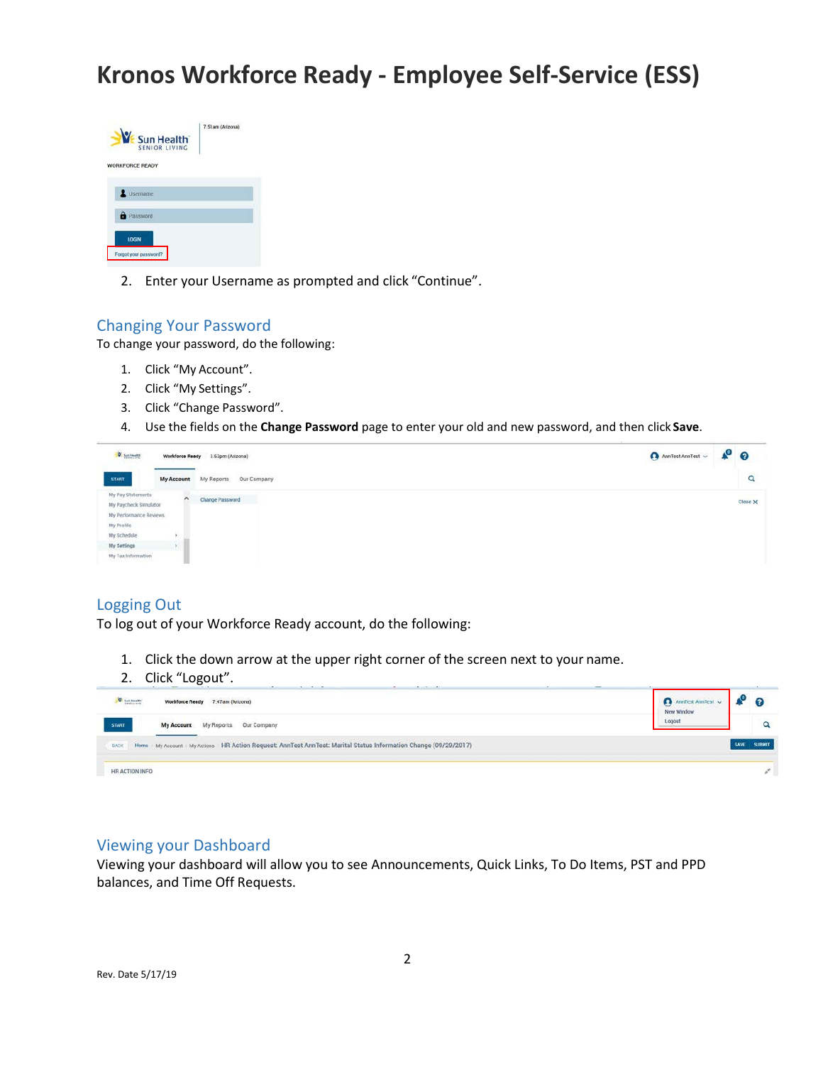# Kronos Workforce Ready - Employee Self-Service (ESS)

2. Enter your Username as prompted and click "Continue".

## Changing Your Password

To change your password, do the following:

1. Click "My Account".
2. Click "My Settings".
3. Click "Change Password".
4. Use the fields on the **Change Password** page to enter your old and new password, and then click **Save**.

## Logging Out

To log out of your Workforce Ready account, do the following:

1. Click the down arrow at the upper right corner of the screen next to your name.
2. Click "Logout".

## Viewing your Dashboard

Viewing your dashboard will allow you to see Announcements, Quick Links, To Do Items, PST and PPD balances, and Time Off Requests.

Rev. Date 5/17/19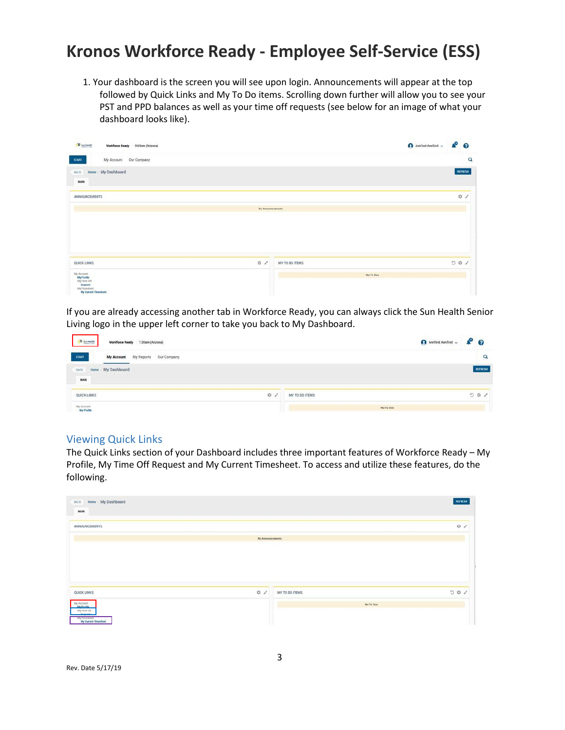# Kronos Workforce Ready - Employee Self-Service (ESS)

1. Your dashboard is the screen you will see upon login. Announcements will appear at the top followed by Quick Links and My To Do items. Scrolling down further will allow you to see your PST and PPD balances as well as your time off requests (see below for an image of what your dashboard looks like).

If you are already accessing another tab in Workforce Ready, you can always click the Sun Health Senior Living logo in the upper left corner to take you back to My Dashboard.

## Viewing Quick Links

The Quick Links section of your Dashboard includes three important features of Workforce Ready – My Profile, My Time Off Request and My Current Timesheet. To access and utilize these features, do the following.

Rev. Date 5/17/19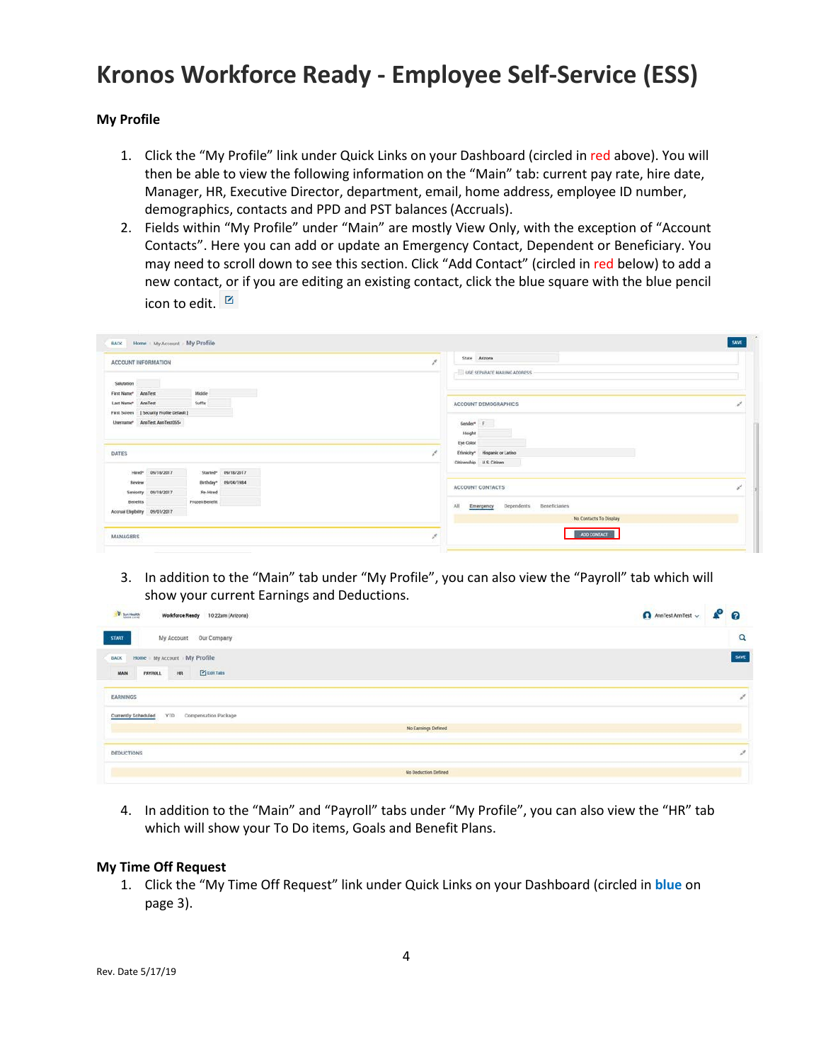# Kronos Workforce Ready - Employee Self-Service (ESS)

**My Profile**

1. Click the "My Profile" link under Quick Links on your Dashboard (circled in red above). You will then be able to view the following information on the "Main" tab: current pay rate, hire date, Manager, HR, Executive Director, department, email, home address, employee ID number, demographics, contacts and PPD and PST balances (Accruals).
2. Fields within "My Profile" under "Main" are mostly View Only, with the exception of "Account Contacts". Here you can add or update an Emergency Contact, Dependent or Beneficiary. You may need to scroll down to see this section. Click "Add Contact" (circled in red below) to add a new contact, or if you are editing an existing contact, click the blue square with the blue pencil icon to edit.

3. In addition to the "Main" tab under "My Profile", you can also view the "Payroll" tab which will show your current Earnings and Deductions.

4. In addition to the "Main" and "Payroll" tabs under "My Profile", you can also view the "HR" tab which will show your To Do items, Goals and Benefit Plans.

**My Time Off Request**

1. Click the "My Time Off Request" link under Quick Links on your Dashboard (circled in **blue** on page 3).

Rev. Date 5/17/19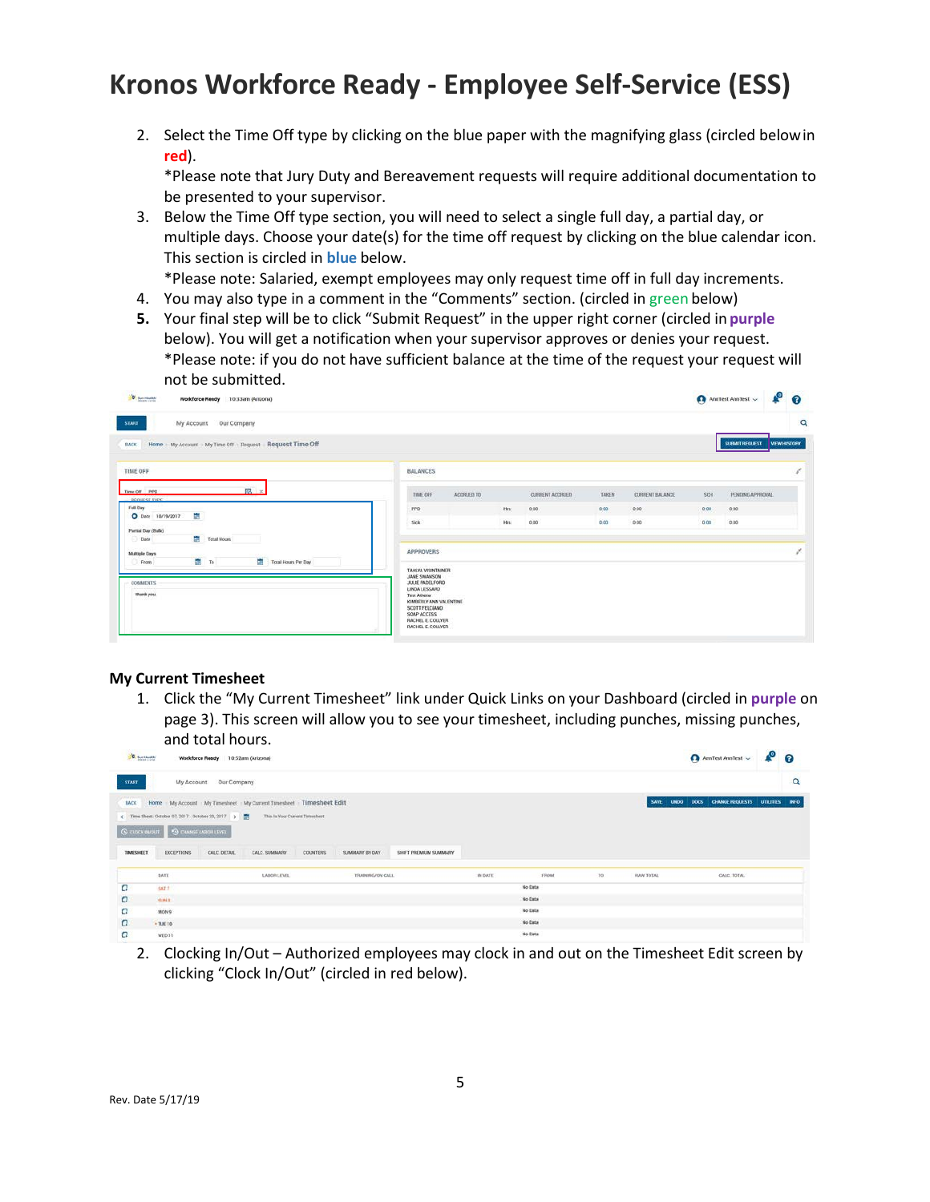# Kronos Workforce Ready - Employee Self-Service (ESS)

2. Select the Time Off type by clicking on the blue paper with the magnifying glass (circled below in **red**).
   *Please note that Jury Duty and Bereavement requests will require additional documentation to be presented to your supervisor.
3. Below the Time Off type section, you will need to select a single full day, a partial day, or multiple days. Choose your date(s) for the time off request by clicking on the blue calendar icon. This section is circled in **blue** below.
   *Please note: Salaried, exempt employees may only request time off in full day increments.
4. You may also type in a comment in the "Comments" section. (circled in green below)
5. Your final step will be to click "Submit Request" in the upper right corner (circled in **purple** below). You will get a notification when your supervisor approves or denies your request.
   *Please note: if you do not have sufficient balance at the time of the request your request will not be submitted.

## My Current Timesheet

1. Click the "My Current Timesheet" link under Quick Links on your Dashboard (circled in **purple** on page 3). This screen will allow you to see your timesheet, including punches, missing punches, and total hours.
2. Clocking In/Out – Authorized employees may clock in and out on the Timesheet Edit screen by clicking "Clock In/Out" (circled in red below).

Rev. Date 5/17/19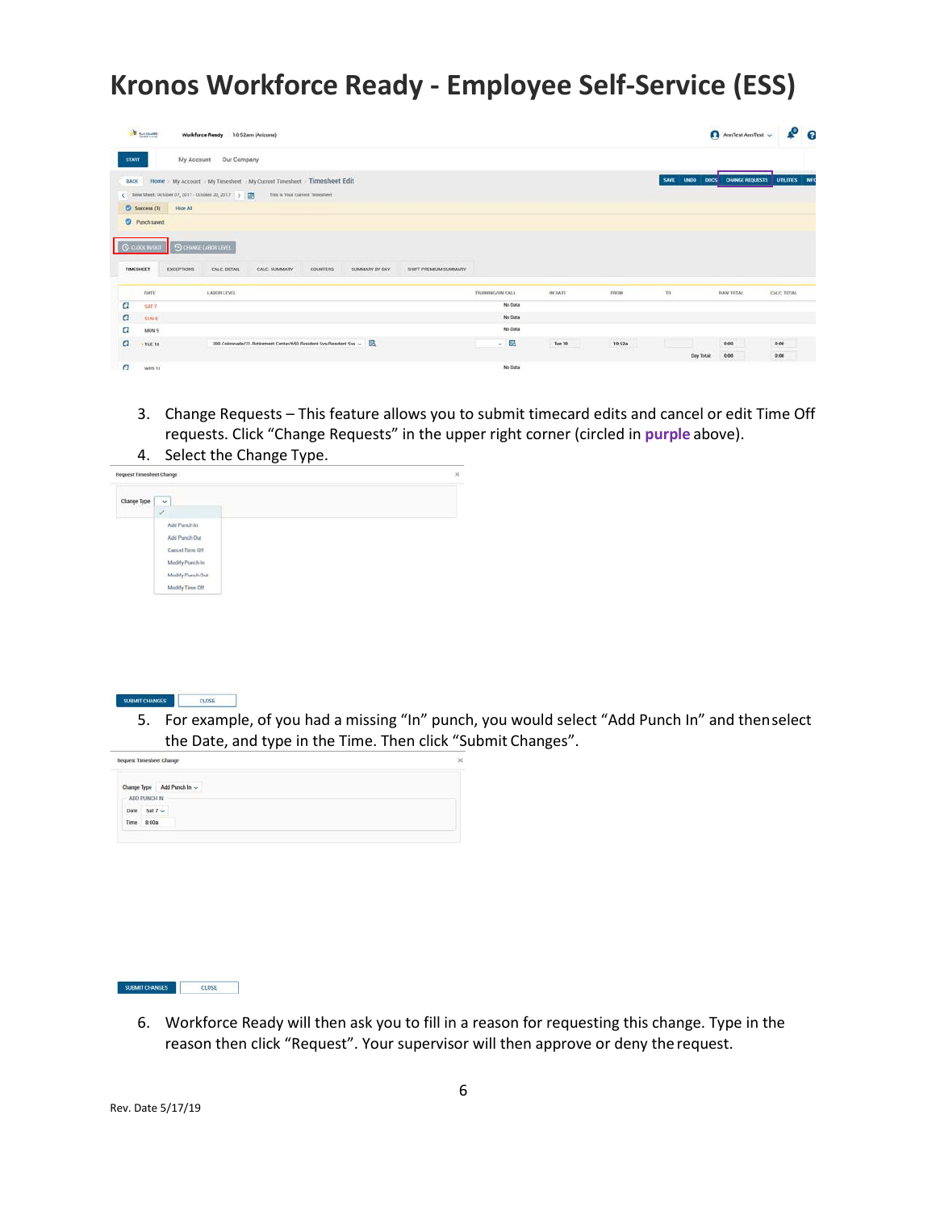# Kronos Workforce Ready - Employee Self-Service (ESS)

3. Change Requests – This feature allows you to submit timecard edits and cancel or edit Time Off requests. Click "Change Requests" in the upper right corner (circled in **purple** above).
4. Select the Change Type.

5. For example, of you had a missing "In" punch, you would select "Add Punch In" and then select the Date, and type in the Time. Then click "Submit Changes".

6. Workforce Ready will then ask you to fill in a reason for requesting this change. Type in the reason then click "Request". Your supervisor will then approve or deny the request.

Rev. Date 5/17/19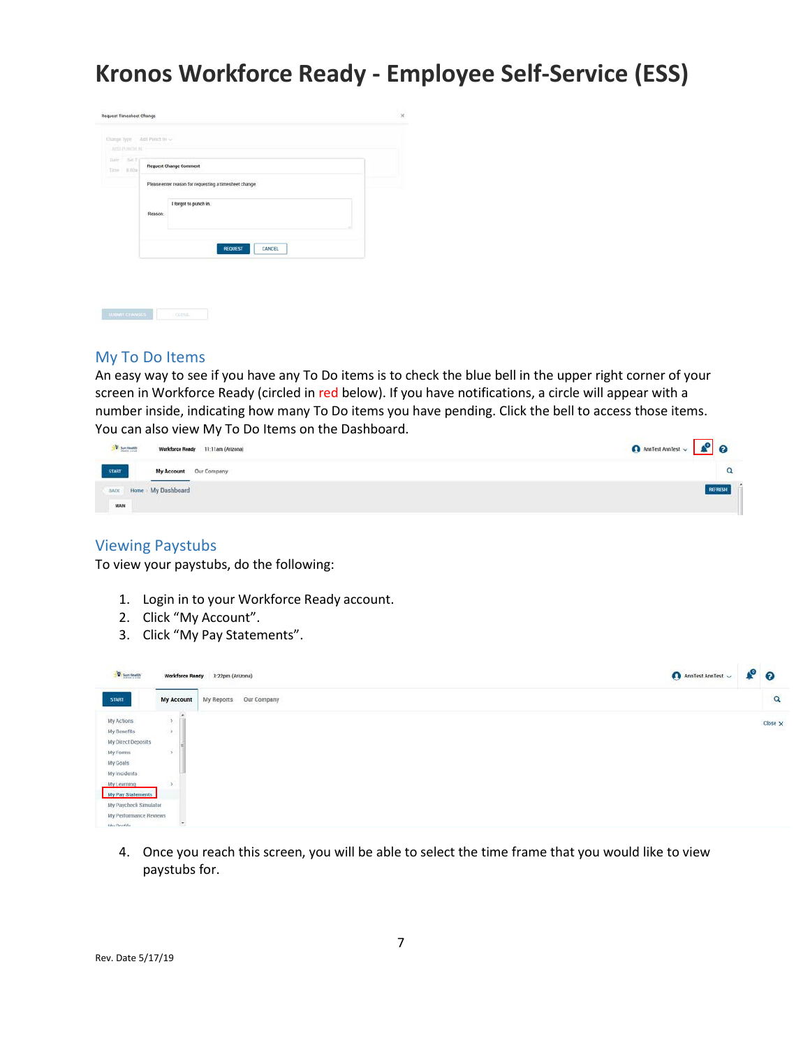# Kronos Workforce Ready - Employee Self-Service (ESS)

## My To Do Items

An easy way to see if you have any To Do items is to check the blue bell in the upper right corner of your screen in Workforce Ready (circled in red below). If you have notifications, a circle will appear with a number inside, indicating how many To Do items you have pending. Click the bell to access those items. You can also view My To Do Items on the Dashboard.

## Viewing Paystubs

To view your paystubs, do the following:

1. Login in to your Workforce Ready account.
2. Click "My Account".
3. Click "My Pay Statements".

4. Once you reach this screen, you will be able to select the time frame that you would like to view paystubs for.

Rev. Date 5/17/19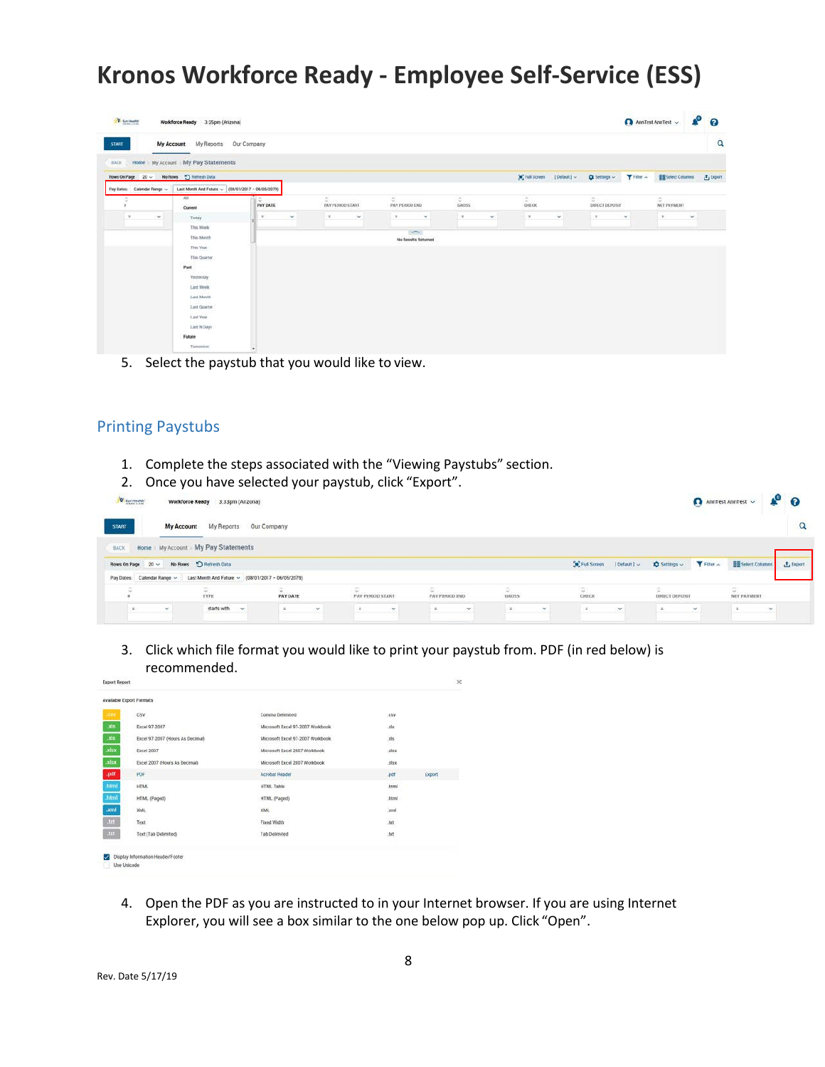# Kronos Workforce Ready - Employee Self-Service (ESS)

5. Select the paystub that you would like to view.

## Printing Paystubs

1. Complete the steps associated with the "Viewing Paystubs" section.
2. Once you have selected your paystub, click "Export".

3. Click which file format you would like to print your paystub from. PDF (in red below) is recommended.

4. Open the PDF as you are instructed to in your Internet browser. If you are using Internet Explorer, you will see a box similar to the one below pop up. Click "Open".

Rev. Date 5/17/19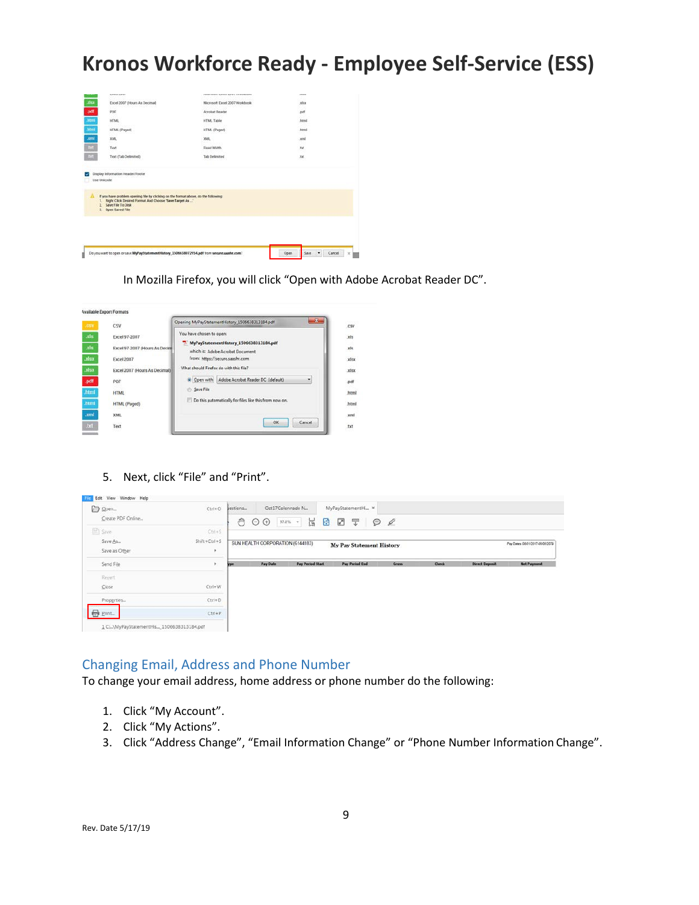# Kronos Workforce Ready - Employee Self-Service (ESS)

In Mozilla Firefox, you will click "Open with Adobe Acrobat Reader DC".

5. Next, click "File" and "Print".

## Changing Email, Address and Phone Number

To change your email address, home address or phone number do the following:

1. Click "My Account".
2. Click "My Actions".
3. Click "Address Change", "Email Information Change" or "Phone Number Information Change".

Rev. Date 5/17/19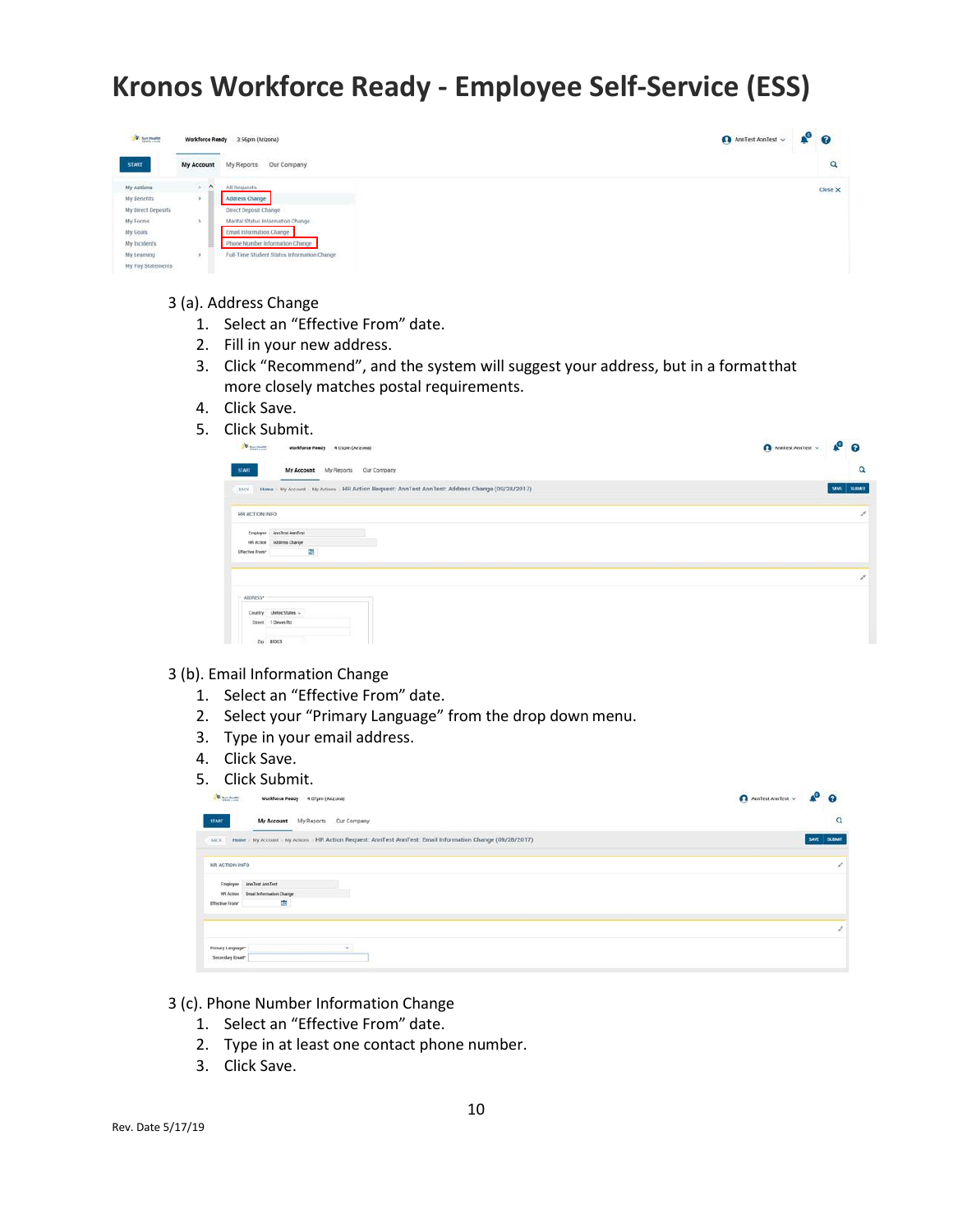# Kronos Workforce Ready - Employee Self-Service (ESS)

3 (a). Address Change

1. Select an “Effective From” date.
2. Fill in your new address.
3. Click “Recommend”, and the system will suggest your address, but in a format that more closely matches postal requirements.
4. Click Save.
5. Click Submit.

3 (b). Email Information Change

1. Select an “Effective From” date.
2. Select your “Primary Language” from the drop down menu.
3. Type in your email address.
4. Click Save.
5. Click Submit.

3 (c). Phone Number Information Change

1. Select an “Effective From” date.
2. Type in at least one contact phone number.
3. Click Save.

Rev. Date 5/17/19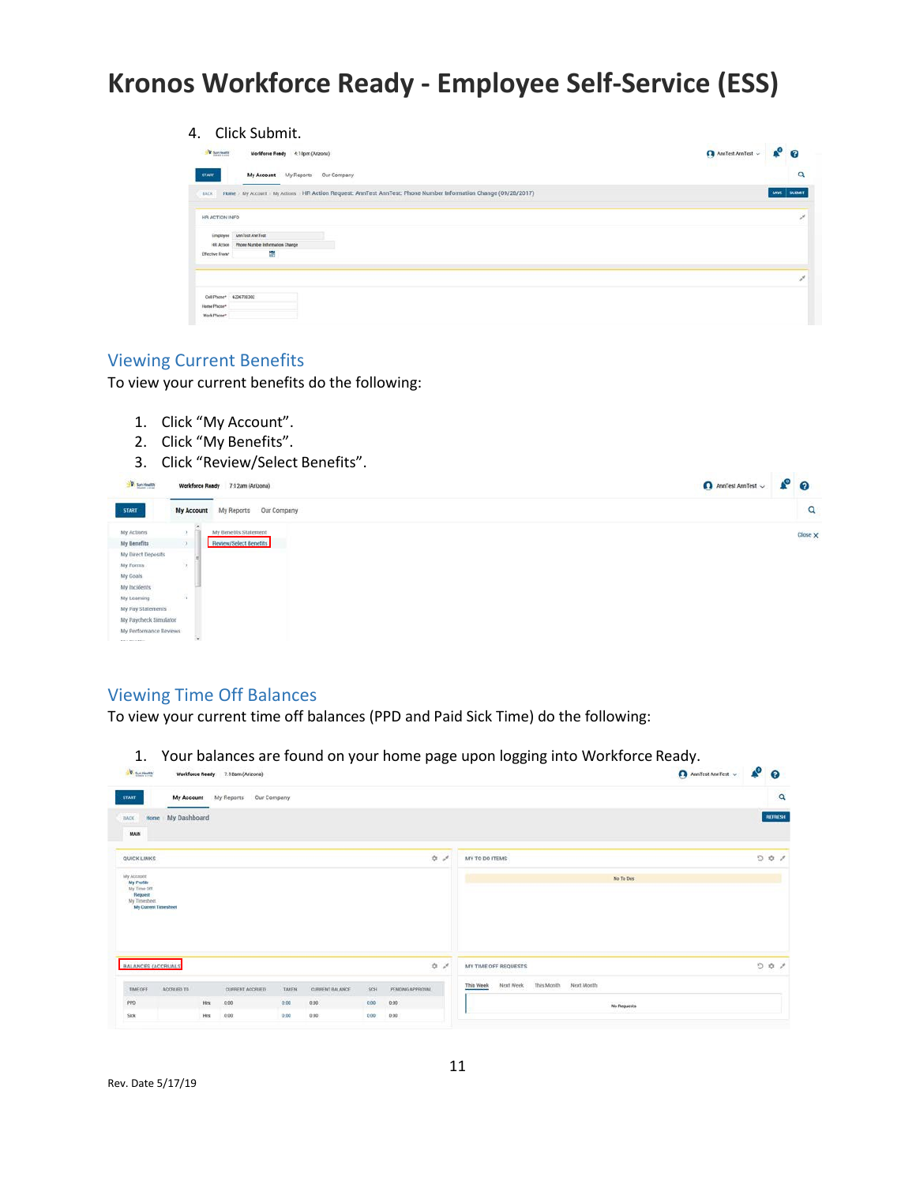# Kronos Workforce Ready - Employee Self-Service (ESS)

4. Click Submit.

## Viewing Current Benefits

To view your current benefits do the following:

1. Click "My Account".
2. Click "My Benefits".
3. Click "Review/Select Benefits".

## Viewing Time Off Balances

To view your current time off balances (PPD and Paid Sick Time) do the following:

1. Your balances are found on your home page upon logging into Workforce Ready.

Rev. Date 5/17/19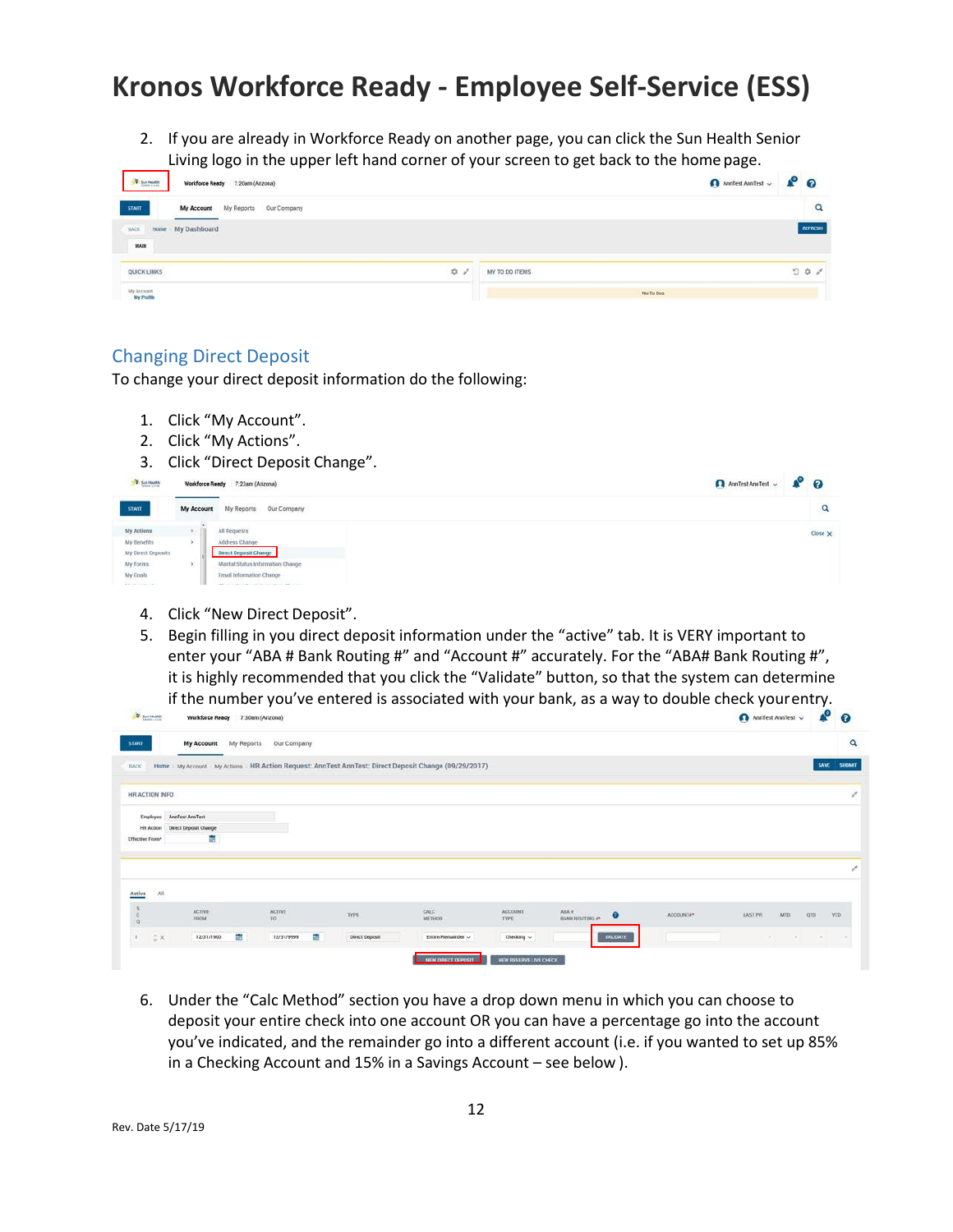# Kronos Workforce Ready - Employee Self-Service (ESS)

2. If you are already in Workforce Ready on another page, you can click the Sun Health Senior Living logo in the upper left hand corner of your screen to get back to the home page.

## Changing Direct Deposit

To change your direct deposit information do the following:

1. Click “My Account”.
2. Click “My Actions”.
3. Click “Direct Deposit Change”.
4. Click “New Direct Deposit”.
5. Begin filling in you direct deposit information under the “active” tab. It is VERY important to enter your “ABA # Bank Routing #” and “Account #” accurately. For the “ABA# Bank Routing #”, it is highly recommended that you click the “Validate” button, so that the system can determine if the number you’ve entered is associated with your bank, as a way to double check your entry.
6. Under the “Calc Method” section you have a drop down menu in which you can choose to deposit your entire check into one account OR you can have a percentage go into the account you’ve indicated, and the remainder go into a different account (i.e. if you wanted to set up 85% in a Checking Account and 15% in a Savings Account – see below ).

Rev. Date 5/17/19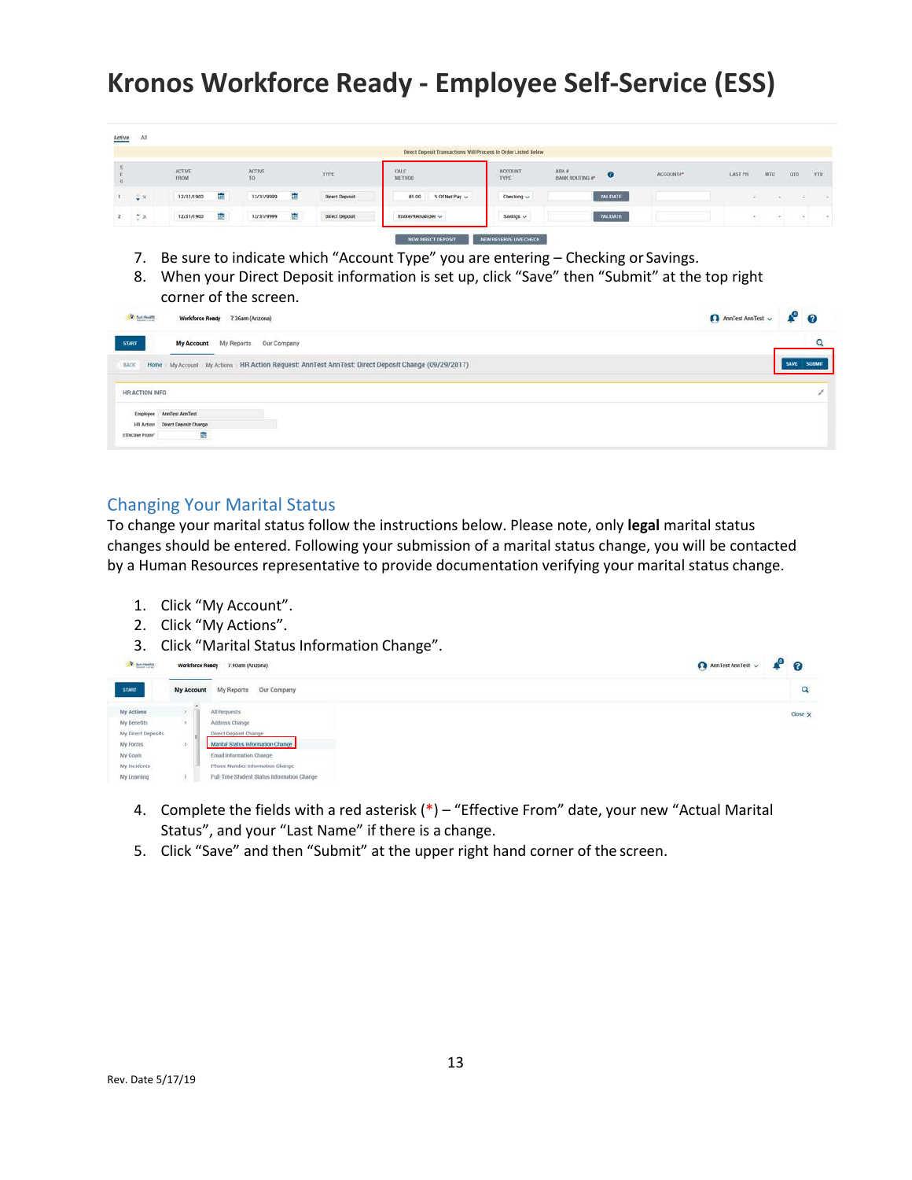# Kronos Workforce Ready - Employee Self-Service (ESS)

7. Be sure to indicate which "Account Type" you are entering – Checking or Savings.
8. When your Direct Deposit information is set up, click "Save" then "Submit" at the top right corner of the screen.

## Changing Your Marital Status

To change your marital status follow the instructions below. Please note, only **legal** marital status changes should be entered. Following your submission of a marital status change, you will be contacted by a Human Resources representative to provide documentation verifying your marital status change.

1. Click "My Account".
2. Click "My Actions".
3. Click "Marital Status Information Change".
4. Complete the fields with a red asterisk (*) – "Effective From" date, your new "Actual Marital Status", and your "Last Name" if there is a change.
5. Click "Save" and then "Submit" at the upper right hand corner of the screen.

Rev. Date 5/17/19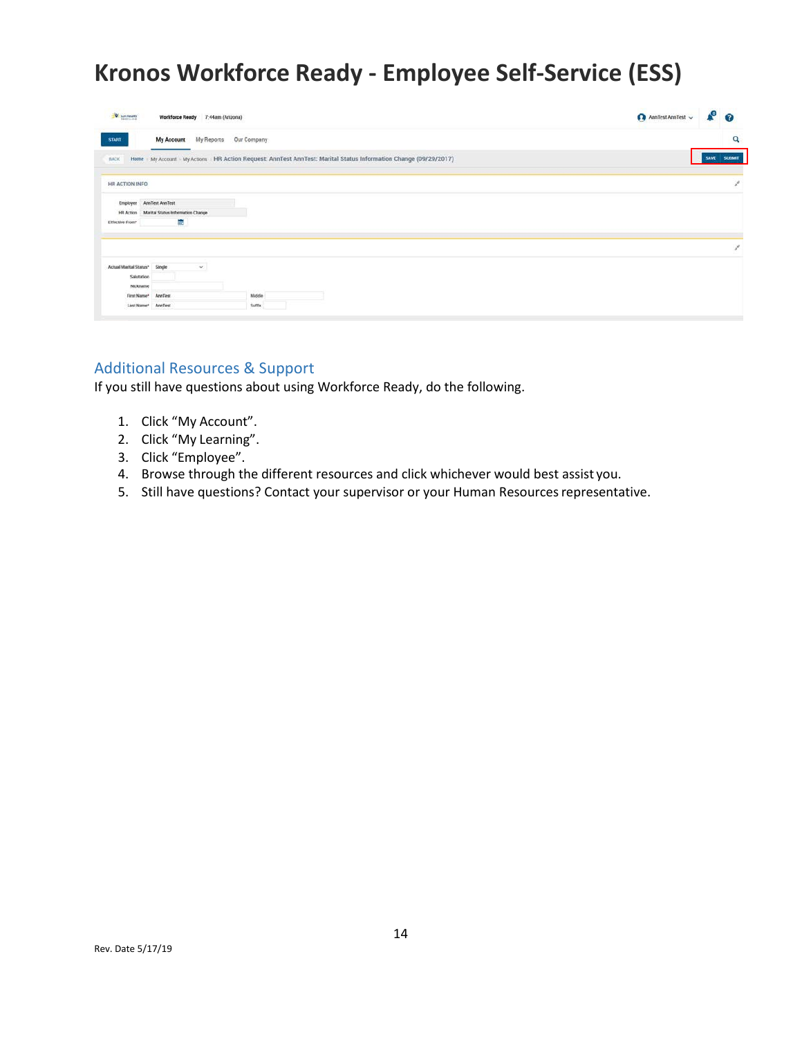# Kronos Workforce Ready - Employee Self-Service (ESS)

## Additional Resources & Support

If you still have questions about using Workforce Ready, do the following.

1. Click “My Account”.
2. Click “My Learning”.
3. Click “Employee”.
4. Browse through the different resources and click whichever would best assist you.
5. Still have questions? Contact your supervisor or your Human Resources representative.

Rev. Date 5/17/19